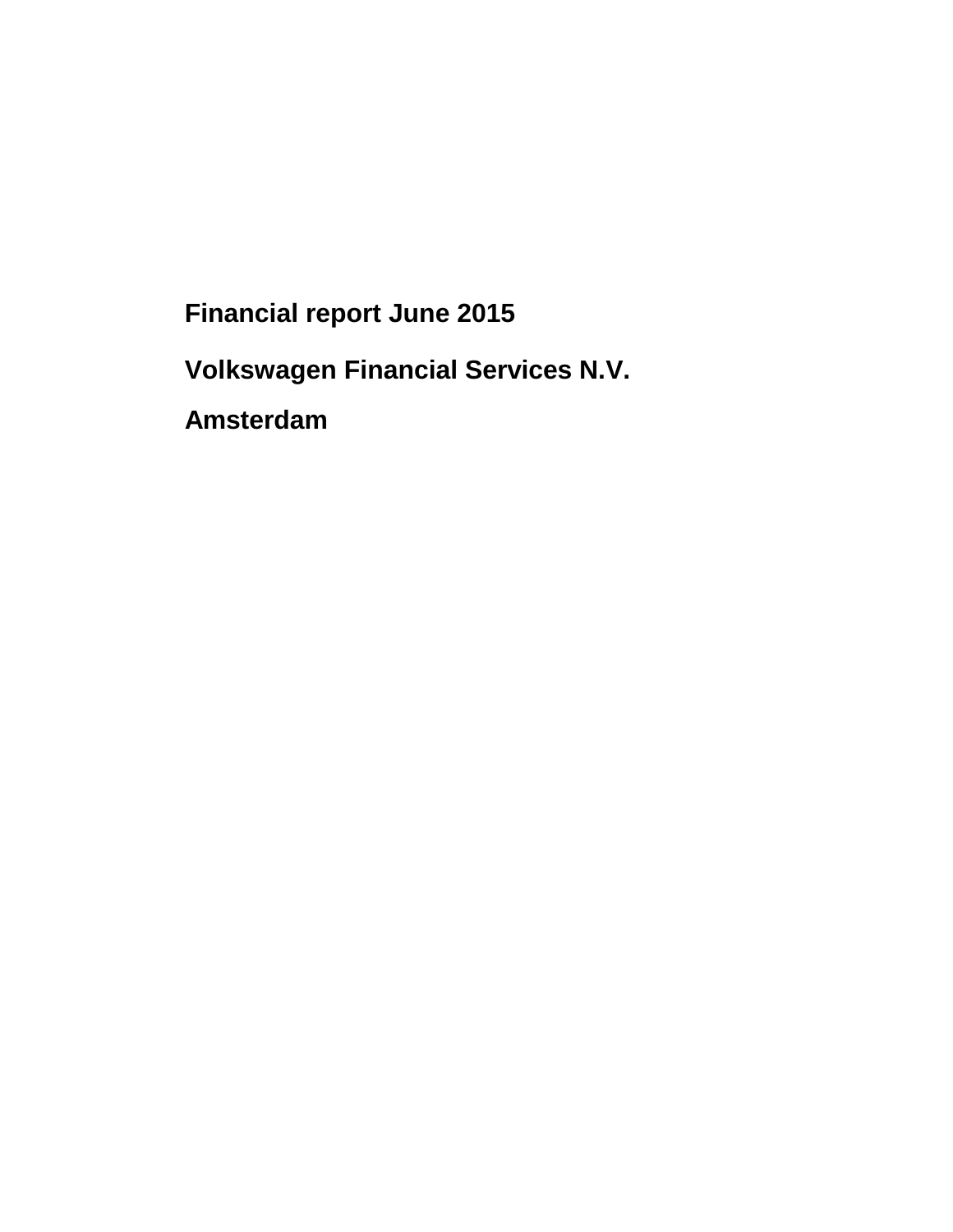# Financial report June 2015

## Volkswagen Financial Services N.V.

## Amsterdam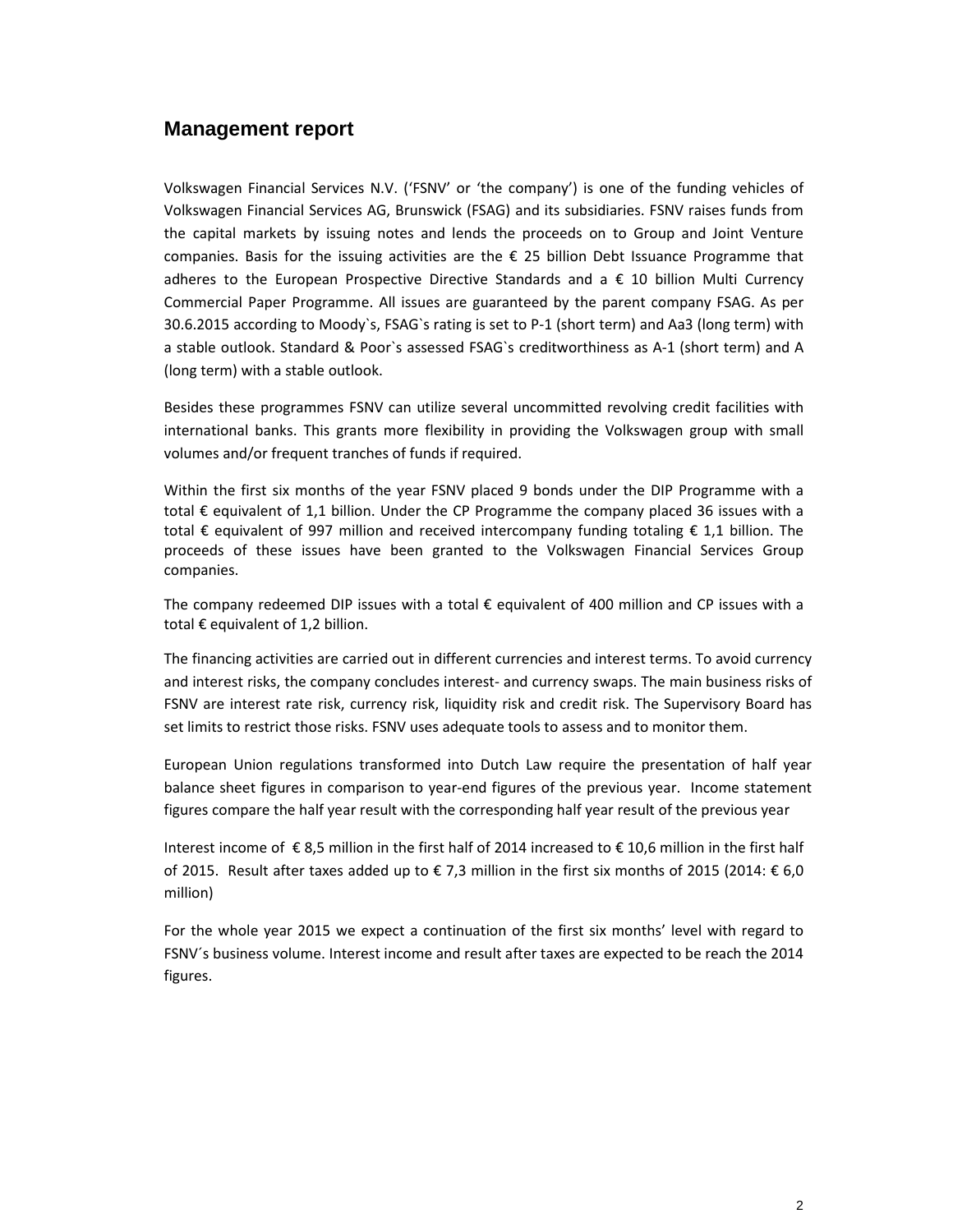## Management report

Volkswagen Financial Services N.V. (‘FSNV’ or ‘the company’) is one of the funding vehicles of Volkswagen Financial Services AG, Brunswick (FSAG) and its subsidiaries. FSNV raises funds from the capital markets by issuing notes and lends the proceeds on to Group and Joint Venture companies. Basis for the issuing activities are the € 25 billion Debt Issuance Programme that adheres to the European Prospective Directive Standards and a € 10 billion Multi Currency Commercial Paper Programme. All issues are guaranteed by the parent company FSAG. As per 30.6.2015 according to Moody`s, FSAG`s rating is set to P-1 (short term) and Aa3 (long term) with a stable outlook. Standard & Poor`s assessed FSAG`s creditworthiness as A-1 (short term) and A (long term) with a stable outlook.

Besides these programmes FSNV can utilize several uncommitted revolving credit facilities with international banks. This grants more flexibility in providing the Volkswagen group with small volumes and/or frequent tranches of funds if required.

Within the first six months of the year FSNV placed 9 bonds under the DIP Programme with a total € equivalent of 1,1 billion. Under the CP Programme the company placed 36 issues with a total € equivalent of 997 million and received intercompany funding totaling € 1,1 billion. The proceeds of these issues have been granted to the Volkswagen Financial Services Group companies.

The company redeemed DIP issues with a total € equivalent of 400 million and CP issues with a total € equivalent of 1,2 billion.

The financing activities are carried out in different currencies and interest terms. To avoid currency and interest risks, the company concludes interest- and currency swaps. The main business risks of FSNV are interest rate risk, currency risk, liquidity risk and credit risk. The Supervisory Board has set limits to restrict those risks. FSNV uses adequate tools to assess and to monitor them.

European Union regulations transformed into Dutch Law require the presentation of half year balance sheet figures in comparison to year-end figures of the previous year. Income statement figures compare the half year result with the corresponding half year result of the previous year

Interest income of € 8,5 million in the first half of 2014 increased to € 10,6 million in the first half of 2015. Result after taxes added up to € 7,3 million in the first six months of 2015 (2014: € 6,0 million)

For the whole year 2015 we expect a continuation of the first six months’ level with regard to FSNV´s business volume. Interest income and result after taxes are expected to be reach the 2014 figures.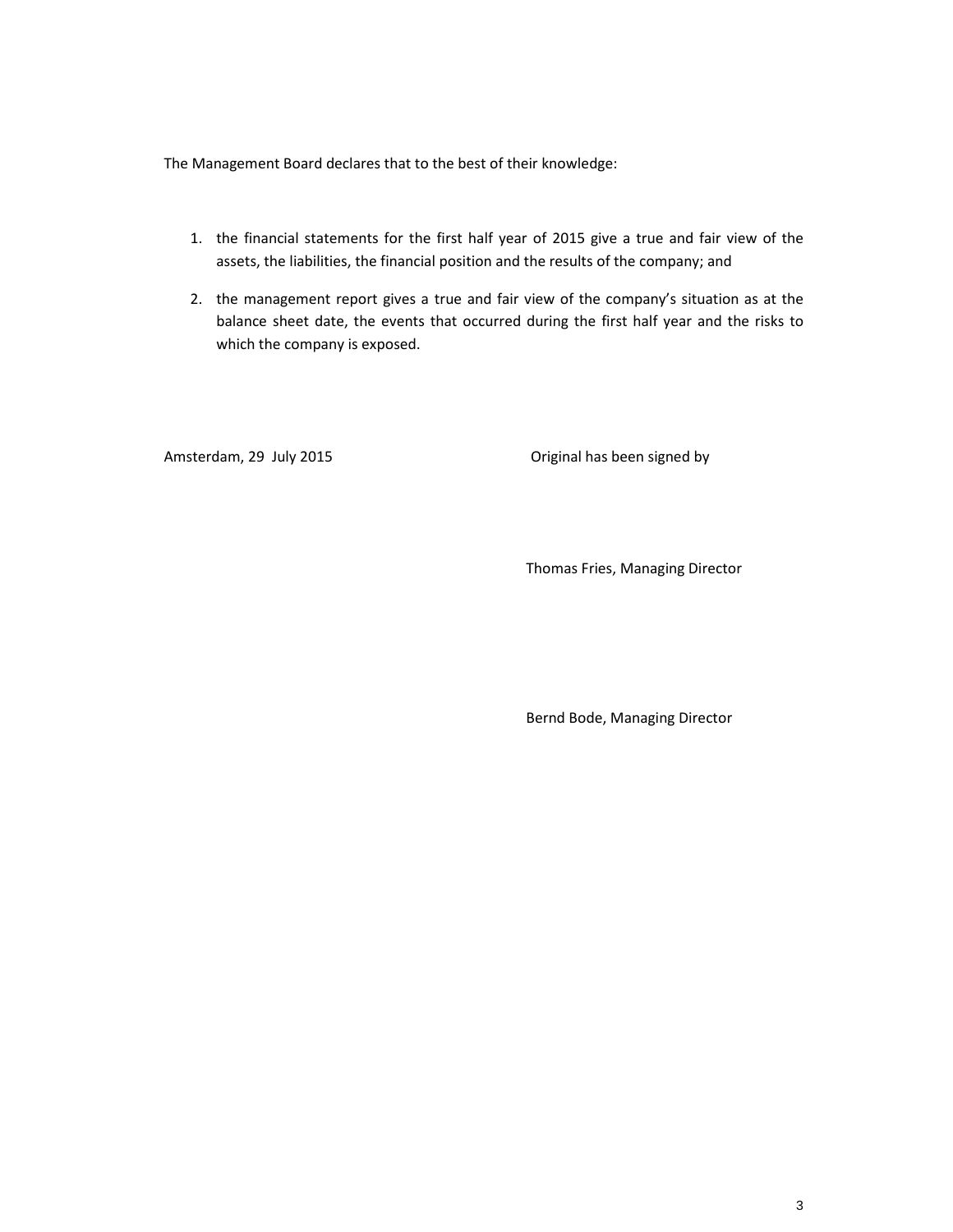The Management Board declares that to the best of their knowledge:

1. the financial statements for the first half year of 2015 give a true and fair view of the assets, the liabilities, the financial position and the results of the company; and
2. the management report gives a true and fair view of the company's situation as at the balance sheet date, the events that occurred during the first half year and the risks to which the company is exposed.

Amsterdam, 29 July 2015

Original has been signed by

Thomas Fries, Managing Director

Bernd Bode, Managing Director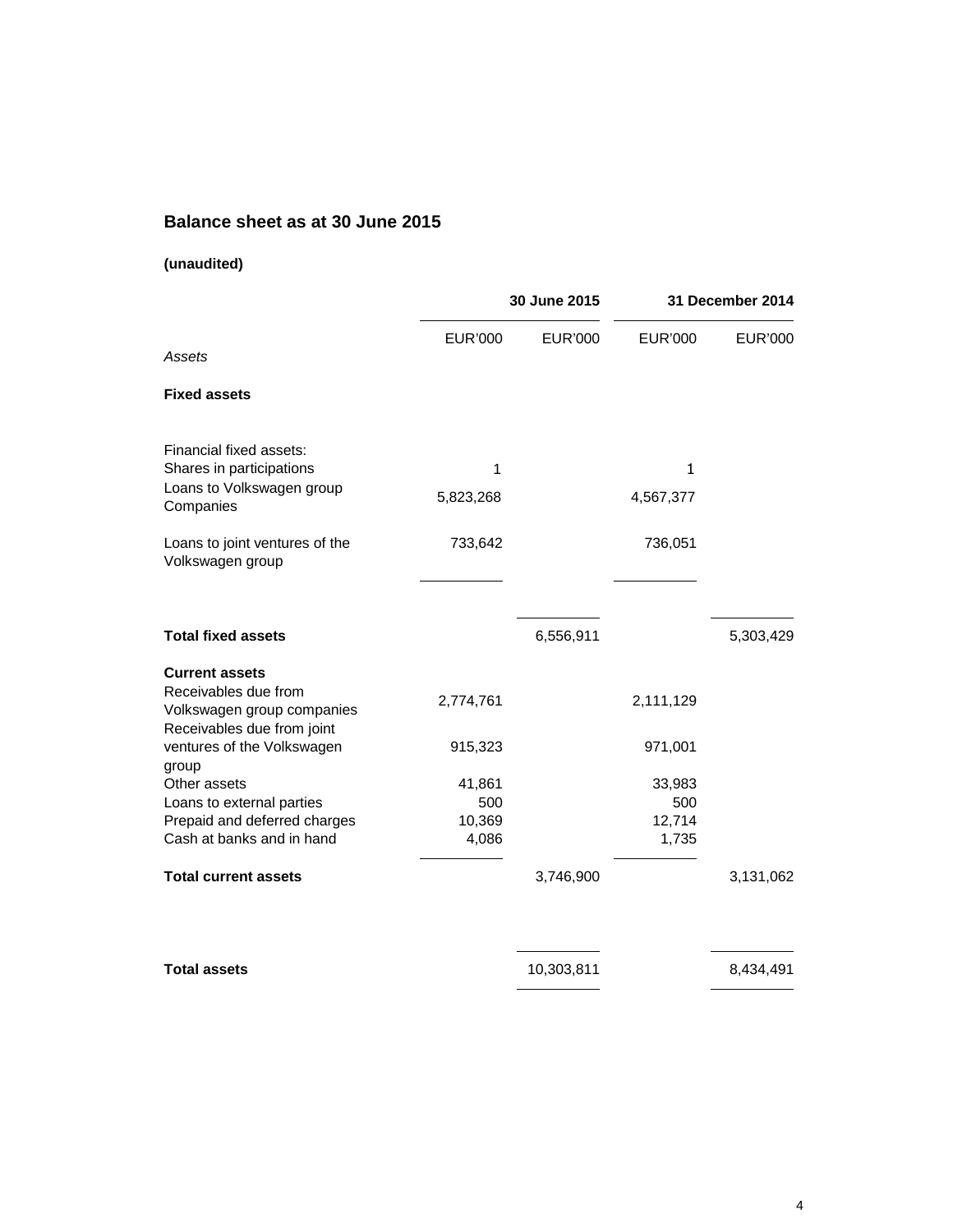## Balance sheet as at 30 June 2015

**(unaudited)**

| | 30 June 2015 | | 31 December 2014 | |
|---|---|---|---|---|
| | EUR'000 | EUR'000 | EUR'000 | EUR'000 |
| *Assets* | | | | |
| **Fixed assets** | | | | |
| Financial fixed assets: | | | | |
| Shares in participations | 1 | | 1 | |
| Loans to Volkswagen group Companies | 5,823,268 | | 4,567,377 | |
| Loans to joint ventures of the Volkswagen group | 733,642 | | 736,051 | |
| **Total fixed assets** | | 6,556,911 | | 5,303,429 |
| **Current assets** | | | | |
| Receivables due from Volkswagen group companies | 2,774,761 | | 2,111,129 | |
| Receivables due from joint ventures of the Volkswagen group | 915,323 | | 971,001 | |
| Other assets | 41,861 | | 33,983 | |
| Loans to external parties | 500 | | 500 | |
| Prepaid and deferred charges | 10,369 | | 12,714 | |
| Cash at banks and in hand | 4,086 | | 1,735 | |
| **Total current assets** | | 3,746,900 | | 3,131,062 |
| **Total assets** | | 10,303,811 | | 8,434,491 |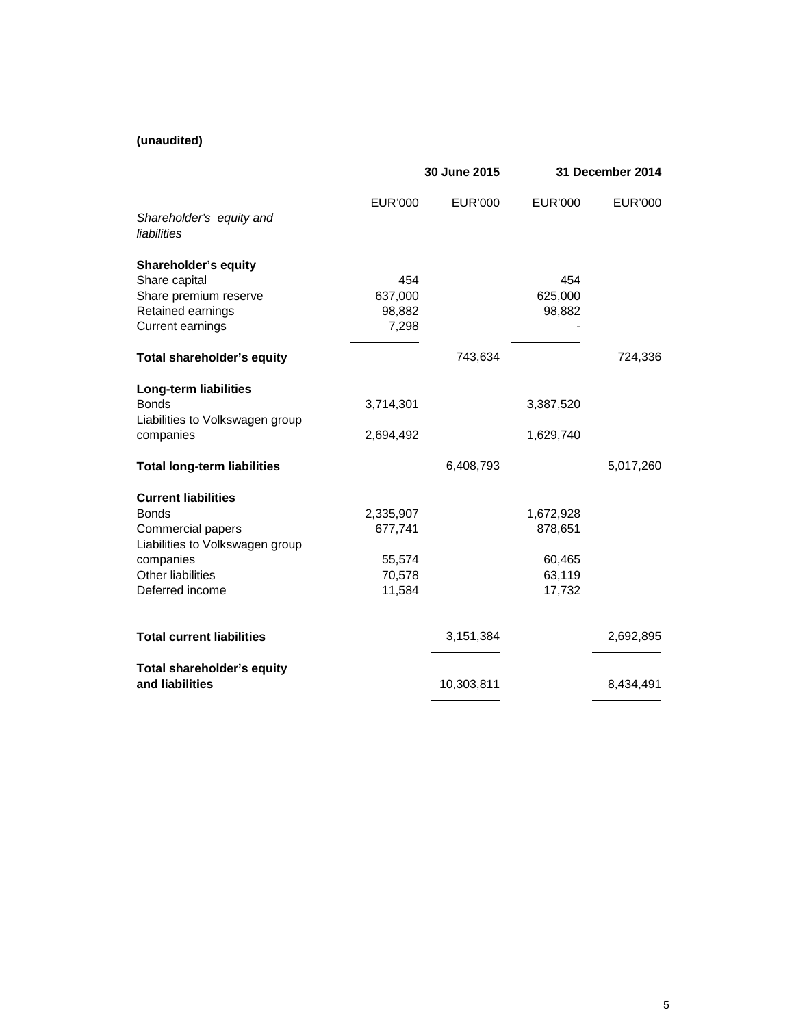**(unaudited)**

| | 30 June 2015 | | 31 December 2014 | |
|---|---|---|---|---|
| | EUR'000 | EUR'000 | EUR'000 | EUR'000 |
| *Shareholder's equity and liabilities* | | | | |
| **Shareholder's equity** | | | | |
| Share capital | 454 | | 454 | |
| Share premium reserve | 637,000 | | 625,000 | |
| Retained earnings | 98,882 | | 98,882 | |
| Current earnings | 7,298 | | - | |
| **Total shareholder's equity** | | 743,634 | | 724,336 |
| **Long-term liabilities** | | | | |
| Bonds | 3,714,301 | | 3,387,520 | |
| Liabilities to Volkswagen group companies | 2,694,492 | | 1,629,740 | |
| **Total long-term liabilities** | | 6,408,793 | | 5,017,260 |
| **Current liabilities** | | | | |
| Bonds | 2,335,907 | | 1,672,928 | |
| Commercial papers | 677,741 | | 878,651 | |
| Liabilities to Volkswagen group companies | 55,574 | | 60,465 | |
| Other liabilities | 70,578 | | 63,119 | |
| Deferred income | 11,584 | | 17,732 | |
| **Total current liabilities** | | 3,151,384 | | 2,692,895 |
| **Total shareholder's equity and liabilities** | | 10,303,811 | | 8,434,491 |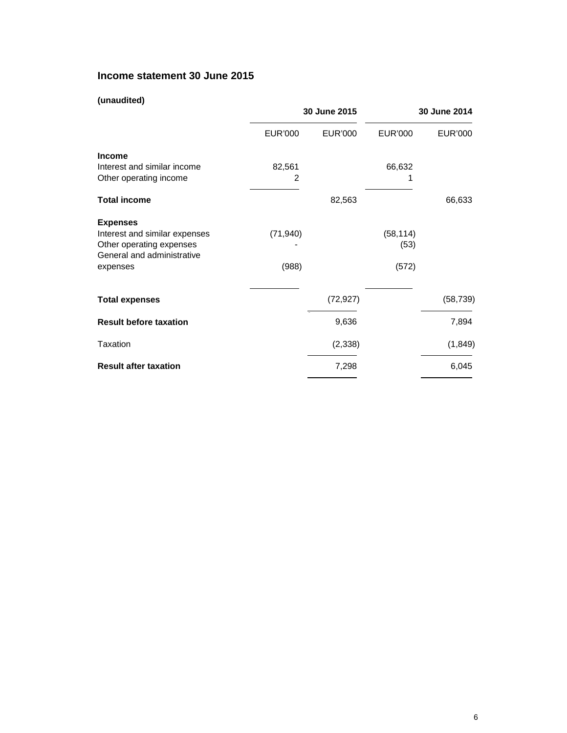## Income statement 30 June 2015

**(unaudited)**

| | 30 June 2015 | | 30 June 2014 | |
|---|---|---|---|---|
| | EUR'000 | EUR'000 | EUR'000 | EUR'000 |
| **Income** | | | | |
| Interest and similar income | 82,561 | | 66,632 | |
| Other operating income | 2 | | 1 | |
| **Total income** | | 82,563 | | 66,633 |
| **Expenses** | | | | |
| Interest and similar expenses | (71,940) | | (58,114) | |
| Other operating expenses | - | | (53) | |
| General and administrative expenses | (988) | | (572) | |
| **Total expenses** | | (72,927) | | (58,739) |
| **Result before taxation** | | 9,636 | | 7,894 |
| Taxation | | (2,338) | | (1,849) |
| **Result after taxation** | | 7,298 | | 6,045 |